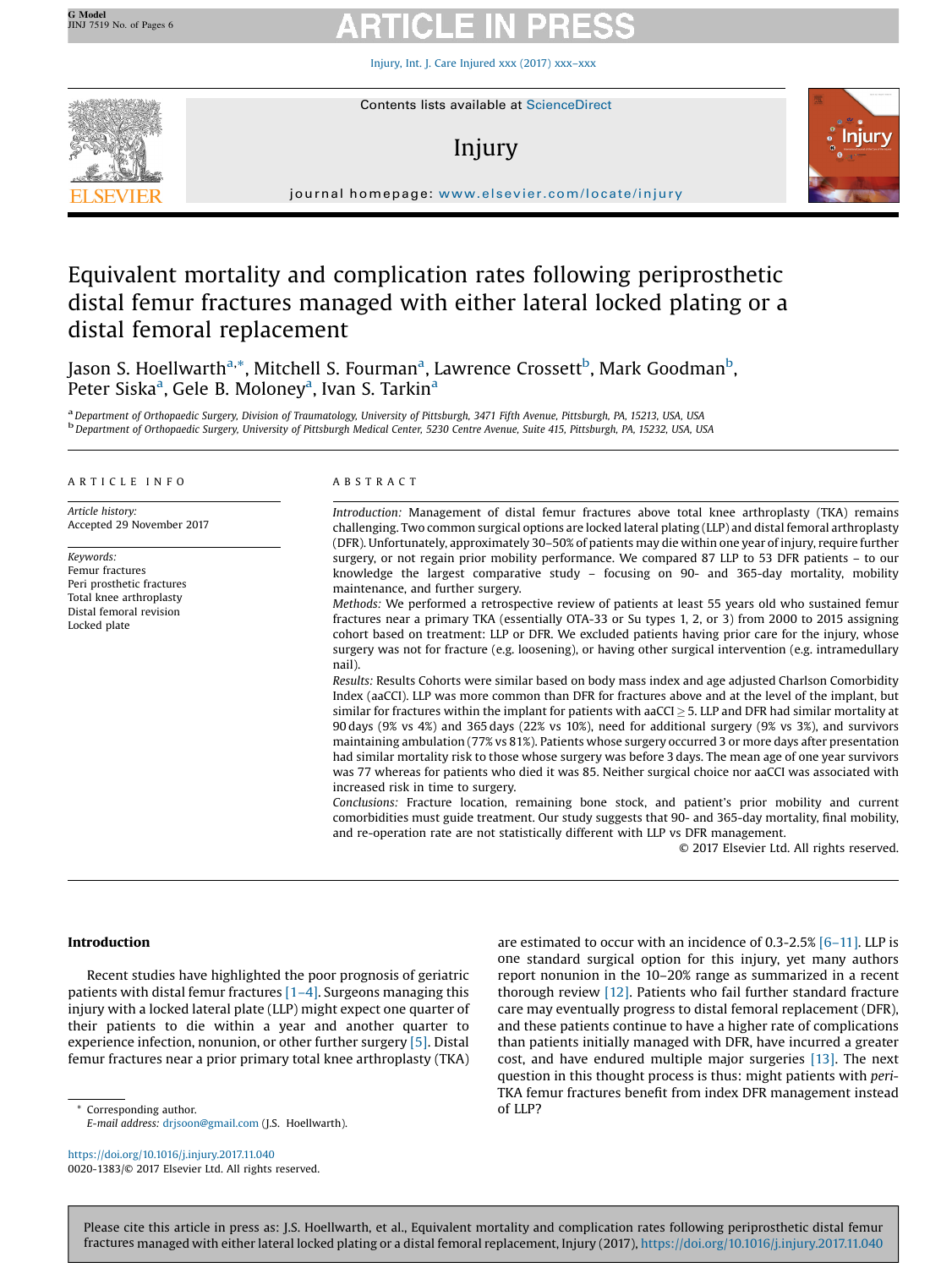# Equivalent mortality and complication rates following periprosthetic distal femur fractures managed with either lateral locked plating or a distal femoral replacement

Jason S. Hoellwarth[a,*], Mitchell S. Fourman[a], Lawrence Crossett[b], Mark Goodman[b], Peter Siska[a], Gele B. Moloney[a], Ivan S. Tarkin[a]

[a] Department of Orthopaedic Surgery, Division of Traumatology, University of Pittsburgh, 3471 Fifth Avenue, Pittsburgh, PA, 15213, USA, USA

[b] Department of Orthopaedic Surgery, University of Pittsburgh Medical Center, 5230 Centre Avenue, Suite 415, Pittsburgh, PA, 15232, USA, USA

## ARTICLE INFO

*Article history:*
Accepted 29 November 2017

*Keywords:*
Femur fractures
Peri prosthetic fractures
Total knee arthroplasty
Distal femoral revision
Locked plate

## ABSTRACT

*Introduction:* Management of distal femur fractures above total knee arthroplasty (TKA) remains challenging. Two common surgical options are locked lateral plating (LLP) and distal femoral arthroplasty (DFR). Unfortunately, approximately 30–50% of patients may die within one year of injury, require further surgery, or not regain prior mobility performance. We compared 87 LLP to 53 DFR patients – to our knowledge the largest comparative study – focusing on 90- and 365-day mortality, mobility maintenance, and further surgery.

*Methods:* We performed a retrospective review of patients at least 55 years old who sustained femur fractures near a primary TKA (essentially OTA-33 or Su types 1, 2, or 3) from 2000 to 2015 assigning cohort based on treatment: LLP or DFR. We excluded patients having prior care for the injury, whose surgery was not for fracture (e.g. loosening), or having other surgical intervention (e.g. intramedullary nail).

*Results:* Results Cohorts were similar based on body mass index and age adjusted Charlson Comorbidity Index (aaCCI). LLP was more common than DFR for fractures above and at the level of the implant, but similar for fractures within the implant for patients with aaCCI $\geq$ 5. LLP and DFR had similar mortality at 90 days (9% vs 4%) and 365 days (22% vs 10%), need for additional surgery (9% vs 3%), and survivors maintaining ambulation (77% vs 81%). Patients whose surgery occurred 3 or more days after presentation had similar mortality risk to those whose surgery was before 3 days. The mean age of one year survivors was 77 whereas for patients who died it was 85. Neither surgical choice nor aaCCI was associated with increased risk in time to surgery.

*Conclusions:* Fracture location, remaining bone stock, and patient's prior mobility and current comorbidities must guide treatment. Our study suggests that 90- and 365-day mortality, final mobility, and re-operation rate are not statistically different with LLP vs DFR management.

© 2017 Elsevier Ltd. All rights reserved.

## Introduction

Recent studies have highlighted the poor prognosis of geriatric patients with distal femur fractures [1–4]. Surgeons managing this injury with a locked lateral plate (LLP) might expect one quarter of their patients to die within a year and another quarter to experience infection, nonunion, or other further surgery [5]. Distal femur fractures near a prior primary total knee arthroplasty (TKA) are estimated to occur with an incidence of 0.3-2.5% [6–11]. LLP is one standard surgical option for this injury, yet many authors report nonunion in the 10–20% range as summarized in a recent thorough review [12]. Patients who fail further standard fracture care may eventually progress to distal femoral replacement (DFR), and these patients continue to have a higher rate of complications than patients initially managed with DFR, have incurred a greater cost, and have endured multiple major surgeries [13]. The next question in this thought process is thus: might patients with *peri*-TKA femur fractures benefit from index DFR management instead of LLP?

* Corresponding author.
*E-mail address:* drjsoon@gmail.com (J.S. Hoellwarth).

https://doi.org/10.1016/j.injury.2017.11.040
0020-1383/© 2017 Elsevier Ltd. All rights reserved.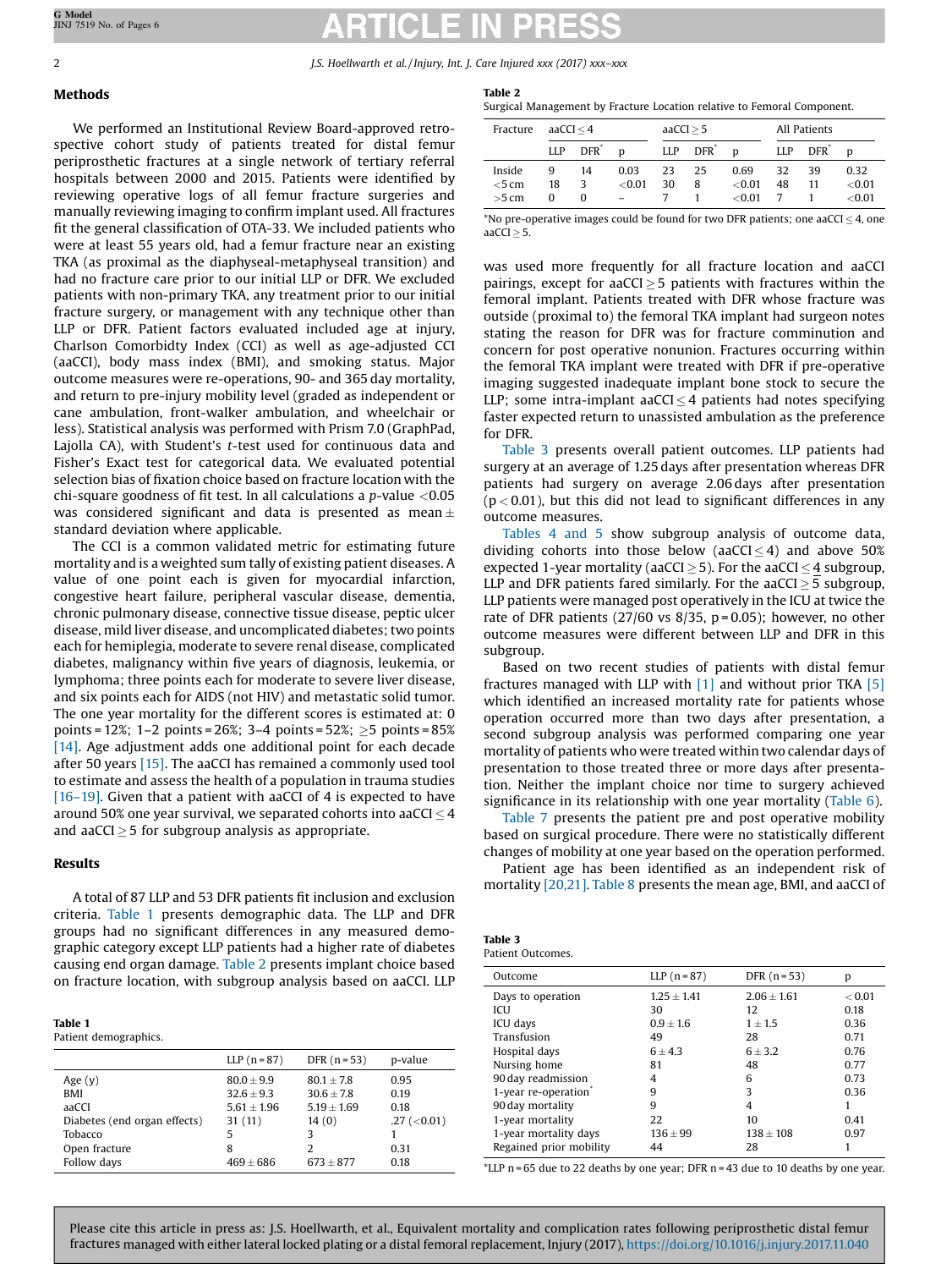## Methods

We performed an Institutional Review Board-approved retrospective cohort study of patients treated for distal femur periprosthetic fractures at a single network of tertiary referral hospitals between 2000 and 2015. Patients were identified by reviewing operative logs of all femur fracture surgeries and manually reviewing imaging to confirm implant used. All fractures fit the general classification of OTA-33. We included patients who were at least 55 years old, had a femur fracture near an existing TKA (as proximal as the diaphyseal-metaphyseal transition) and had no fracture care prior to our initial LLP or DFR. We excluded patients with non-primary TKA, any treatment prior to our initial fracture surgery, or management with any technique other than LLP or DFR. Patient factors evaluated included age at injury, Charlson Comorbidty Index (CCI) as well as age-adjusted CCI (aaCCI), body mass index (BMI), and smoking status. Major outcome measures were re-operations, 90- and 365 day mortality, and return to pre-injury mobility level (graded as independent or cane ambulation, front-walker ambulation, and wheelchair or less). Statistical analysis was performed with Prism 7.0 (GraphPad, Lajolla CA), with Student's *t*-test used for continuous data and Fisher's Exact test for categorical data. We evaluated potential selection bias of fixation choice based on fracture location with the chi-square goodness of fit test. In all calculations a *p*-value <0.05 was considered significant and data is presented as mean ± standard deviation where applicable.

The CCI is a common validated metric for estimating future mortality and is a weighted sum tally of existing patient diseases. A value of one point each is given for myocardial infarction, congestive heart failure, peripheral vascular disease, dementia, chronic pulmonary disease, connective tissue disease, peptic ulcer disease, mild liver disease, and uncomplicated diabetes; two points each for hemiplegia, moderate to severe renal disease, complicated diabetes, malignancy within five years of diagnosis, leukemia, or lymphoma; three points each for moderate to severe liver disease, and six points each for AIDS (not HIV) and metastatic solid tumor. The one year mortality for the different scores is estimated at: 0 points = 12%; 1–2 points = 26%; 3–4 points = 52%; ≥5 points = 85% [14]. Age adjustment adds one additional point for each decade after 50 years [15]. The aaCCI has remained a commonly used tool to estimate and assess the health of a population in trauma studies [16–19]. Given that a patient with aaCCI of 4 is expected to have around 50% one year survival, we separated cohorts into aaCCI ≤ 4 and aaCCI ≥ 5 for subgroup analysis as appropriate.

## Results

A total of 87 LLP and 53 DFR patients fit inclusion and exclusion criteria. Table 1 presents demographic data. The LLP and DFR groups had no significant differences in any measured demographic category except LLP patients had a higher rate of diabetes causing end organ damage. Table 2 presents implant choice based on fracture location, with subgroup analysis based on aaCCI. LLP was used more frequently for all fracture location and aaCCI pairings, except for aaCCI ≥ 5 patients with fractures within the femoral implant. Patients treated with DFR whose fracture was outside (proximal to) the femoral TKA implant had surgeon notes stating the reason for DFR was for fracture comminution and concern for post operative nonunion. Fractures occurring within the femoral TKA implant were treated with DFR if pre-operative imaging suggested inadequate implant bone stock to secure the LLP; some intra-implant aaCCI ≤ 4 patients had notes specifying faster expected return to unassisted ambulation as the preference for DFR.

**Table 1**
Patient demographics.

| | LLP (n = 87) | DFR (n = 53) | p-value |
|---|---|---|---|
| Age (y) | 80.0 ± 9.9 | 80.1 ± 7.8 | 0.95 |
| BMI | 32.6 ± 9.3 | 30.6 ± 7.8 | 0.19 |
| aaCCI | 5.61 ± 1.96 | 5.19 ± 1.69 | 0.18 |
| Diabetes (end organ effects) | 31 (11) | 14 (0) | .27 (<0.01) |
| Tobacco | 5 | 3 | 1 |
| Open fracture | 8 | 2 | 0.31 |
| Follow days | 469 ± 686 | 673 ± 877 | 0.18 |

**Table 2**
Surgical Management by Fracture Location relative to Femoral Component.

| Fracture | aaCCI ≤ 4 | | | aaCCI ≥ 5 | | | All Patients | | |
|---|---|---|---|---|---|---|---|---|---|
| | LLP | DFR* | p | LLP | DFR* | p | LLP | DFR* | p |
| Inside | 9 | 14 | 0.03 | 23 | 25 | 0.69 | 32 | 39 | 0.32 |
| <5 cm | 18 | 3 | <0.01 | 30 | 8 | <0.01 | 48 | 11 | <0.01 |
| >5 cm | 0 | 0 | – | 7 | 1 | <0.01 | 7 | 1 | <0.01 |

*No pre-operative images could be found for two DFR patients; one aaCCI ≤ 4, one aaCCI ≥ 5.

Table 3 presents overall patient outcomes. LLP patients had surgery at an average of 1.25 days after presentation whereas DFR patients had surgery on average 2.06 days after presentation ($p < 0.01$), but this did not lead to significant differences in any outcome measures.

Tables 4 and 5 show subgroup analysis of outcome data, dividing cohorts into those below (aaCCI ≤ 4) and above 50% expected 1-year mortality (aaCCI ≥ 5). For the aaCCI ≤ 4 subgroup, LLP and DFR patients fared similarly. For the aaCCI ≥ 5 subgroup, LLP patients were managed post operatively in the ICU at twice the rate of DFR patients (27/60 vs 8/35, p = 0.05); however, no other outcome measures were different between LLP and DFR in this subgroup.

Based on two recent studies of patients with distal femur fractures managed with LLP with [1] and without prior TKA [5] which identified an increased mortality rate for patients whose operation occurred more than two days after presentation, a second subgroup analysis was performed comparing one year mortality of patients who were treated within two calendar days of presentation to those treated three or more days after presentation. Neither the implant choice nor time to surgery achieved significance in its relationship with one year mortality (Table 6).

Table 7 presents the patient pre and post operative mobility based on surgical procedure. There were no statistically different changes of mobility at one year based on the operation performed.

Patient age has been identified as an independent risk of mortality [20,21]. Table 8 presents the mean age, BMI, and aaCCI of

**Table 3**
Patient Outcomes.

| Outcome | LLP (n = 87) | DFR (n = 53) | p |
|---|---|---|---|
| Days to operation | 1.25 ± 1.41 | 2.06 ± 1.61 | < 0.01 |
| ICU | 30 | 12 | 0.18 |
| ICU days | 0.9 ± 1.6 | 1 ± 1.5 | 0.36 |
| Transfusion | 49 | 28 | 0.71 |
| Hospital days | 6 ± 4.3 | 6 ± 3.2 | 0.76 |
| Nursing home | 81 | 48 | 0.77 |
| 90 day readmission | 4 | 6 | 0.73 |
| 1-year re-operation* | 9 | 3 | 0.36 |
| 90 day mortality | 9 | 4 | 1 |
| 1-year mortality | 22 | 10 | 0.41 |
| 1-year mortality days | 136 ± 99 | 138 ± 108 | 0.97 |
| Regained prior mobility | 44 | 28 | 1 |

*LLP n = 65 due to 22 deaths by one year; DFR n = 43 due to 10 deaths by one year.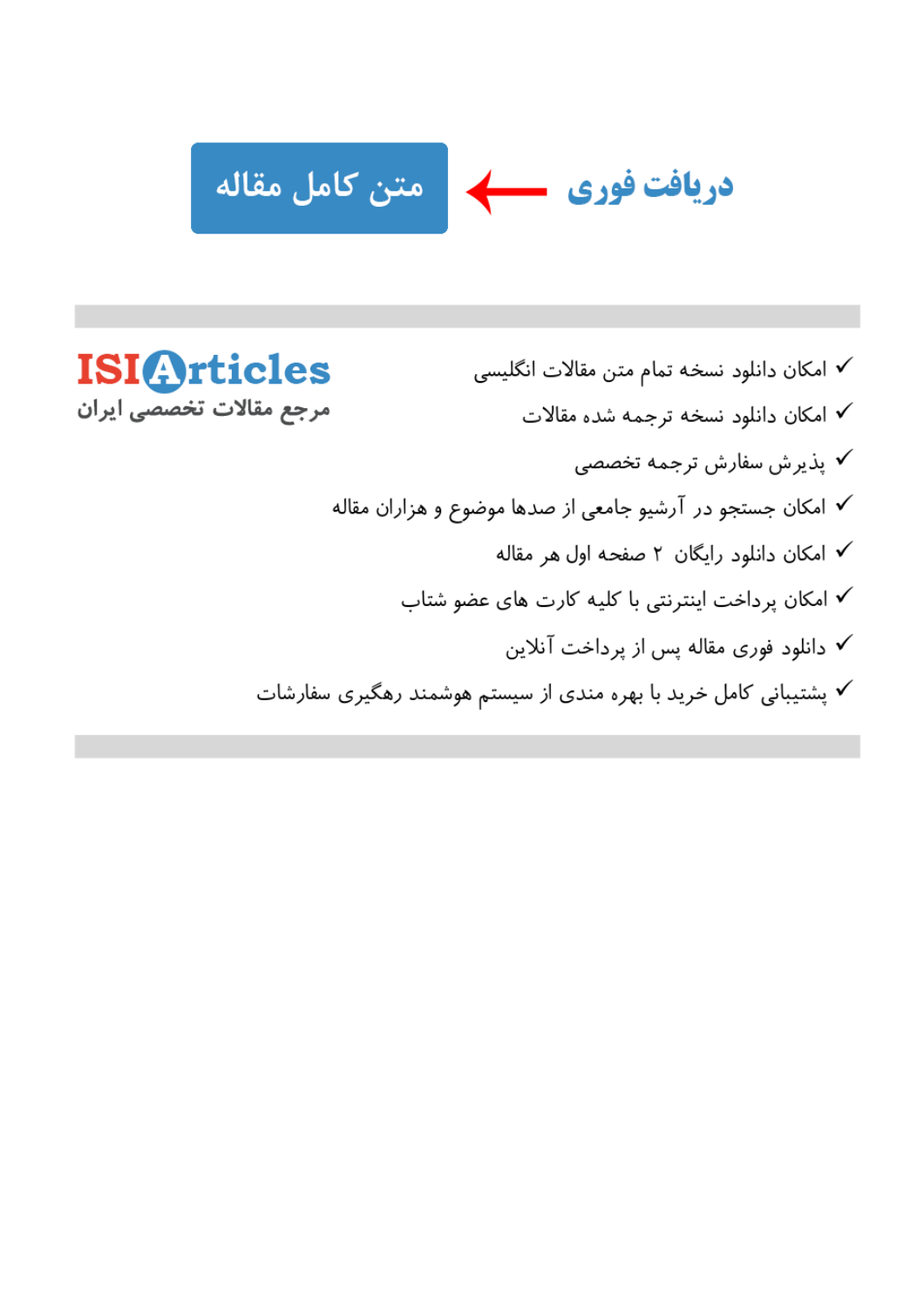دریافت فوری ← متن کامل مقاله

**ISIArticles**
مرجع مقالات تخصصی ایران

- ✓ امکان دانلود نسخه تمام متن مقالات انگلیسی
- ✓ امکان دانلود نسخه ترجمه شده مقالات
- ✓ پذیرش سفارش ترجمه تخصصی
- ✓ امکان جستجو در آرشیو جامعی از صدها موضوع و هزاران مقاله
- ✓ امکان دانلود رایگان ۲ صفحه اول هر مقاله
- ✓ امکان پرداخت اینترنتی با کلیه کارت های عضو شتاب
- ✓ دانلود فوری مقاله پس از پرداخت آنلاین
- ✓ پشتیبانی کامل خرید با بهره مندی از سیستم هوشمند رهگیری سفارشات